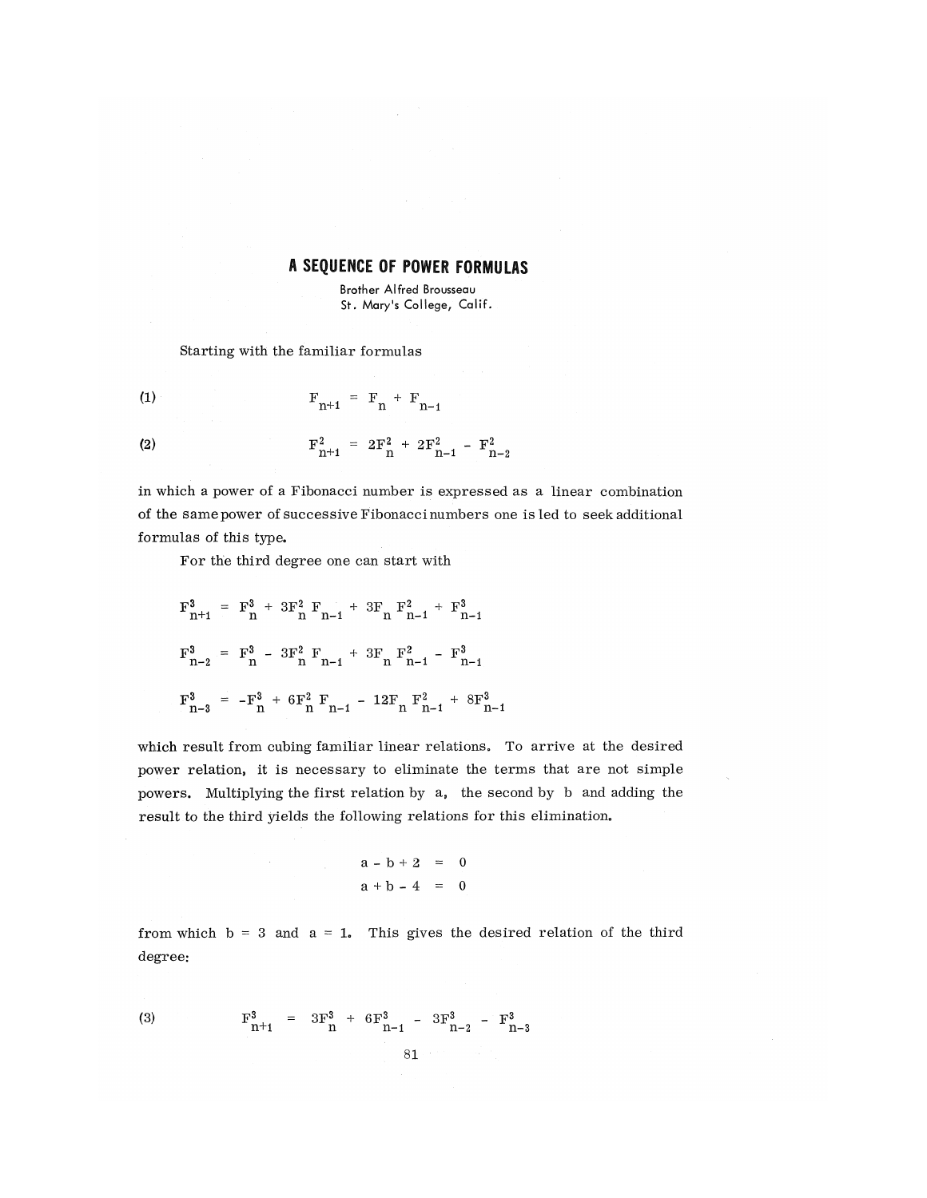# A SEQUENCE OF POWER FORMULAS

Brother Alfred Brousseau
St. Mary's College, Calif.

Starting with the familiar formulas

$$F_{n+1} = F_n + F_{n-1} \tag{1}$$

$$F_{n+1}^2 = 2F_n^2 + 2F_{n-1}^2 - F_{n-2}^2 \tag{2}$$

in which a power of a Fibonacci number is expressed as a linear combination of the same power of successive Fibonacci numbers one is led to seek additional formulas of this type.

For the third degree one can start with

$$F_{n+1}^3 = F_n^3 + 3F_n^2 F_{n-1} + 3F_n F_{n-1}^2 + F_{n-1}^3$$

$$F_{n-2}^3 = F_n^3 - 3F_n^2 F_{n-1} + 3F_n F_{n-1}^2 - F_{n-1}^3$$

$$F_{n-3}^3 = -F_n^3 + 6F_n^2 F_{n-1} - 12F_n F_{n-1}^2 + 8F_{n-1}^3$$

which result from cubing familiar linear relations. To arrive at the desired power relation, it is necessary to eliminate the terms that are not simple powers. Multiplying the first relation by a, the second by b and adding the result to the third yields the following relations for this elimination.

$$a - b + 2 = 0$$
$$a + b - 4 = 0$$

from which $b = 3$ and $a = 1$. This gives the desired relation of the third degree:

$$F_{n+1}^3 = 3F_n^3 + 6F_{n-1}^3 - 3F_{n-2}^3 - F_{n-3}^3 \tag{3}$$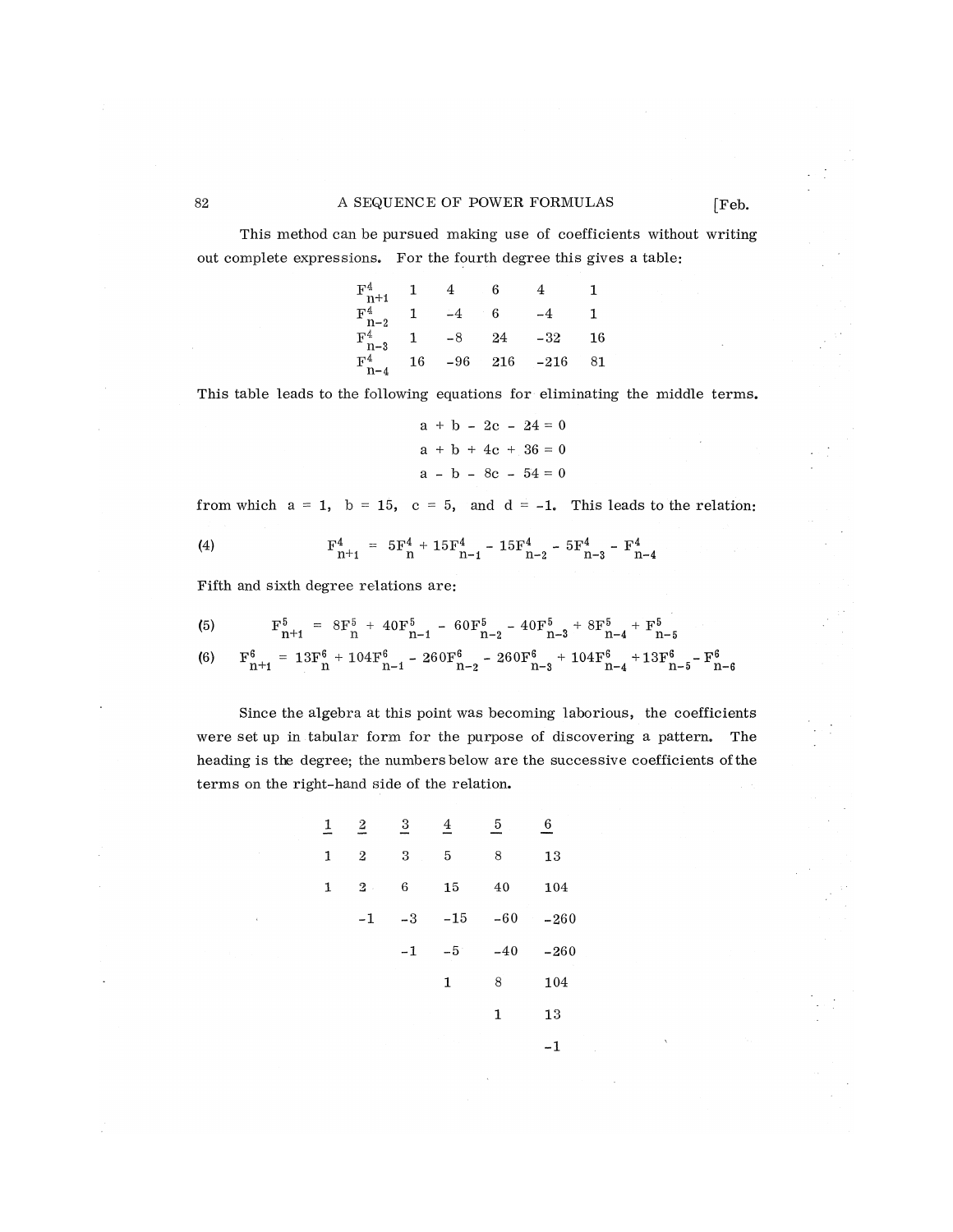This method can be pursued making use of coefficients without writing out complete expressions. For the fourth degree this gives a table:

| | | | | | |
|---|---|---|---|---|---|
| $F^4_{n+1}$ | 1 | 4 | 6 | 4 | 1 |
| $F^4_{n-2}$ | 1 | -4 | 6 | -4 | 1 |
| $F^4_{n-3}$ | 1 | -8 | 24 | -32 | 16 |
| $F^4_{n-4}$ | 16 | -96 | 216 | -216 | 81 |

This table leads to the following equations for eliminating the middle terms.

$$a + b - 2c - 24 = 0$$

$$a + b + 4c + 36 = 0$$

$$a - b - 8c - 54 = 0$$

from which $a = 1$, $b = 15$, $c = 5$, and $d = -1$. This leads to the relation:

$$F^4_{n+1} = 5F^4_n + 15F^4_{n-1} - 15F^4_{n-2} - 5F^4_{n-3} - F^4_{n-4} \tag{4}$$

Fifth and sixth degree relations are:

$$F^5_{n+1} = 8F^5_n + 40F^5_{n-1} - 60F^5_{n-2} - 40F^5_{n-3} + 8F^5_{n-4} + F^5_{n-5} \tag{5}$$

$$F^6_{n+1} = 13F^6_n + 104F^6_{n-1} - 260F^6_{n-2} - 260F^6_{n-3} + 104F^6_{n-4} + 13F^6_{n-5} - F^6_{n-6} \tag{6}$$

Since the algebra at this point was becoming laborious, the coefficients were set up in tabular form for the purpose of discovering a pattern. The heading is the degree; the numbers below are the successive coefficients of the terms on the right-hand side of the relation.

| 1 | 2 | 3 | 4 | 5 | 6 |
|---|---|---|---|---|---|
| 1 | 2 | 3 | 5 | 8 | 13 |
| 1 | 2 | 6 | 15 | 40 | 104 |
| | -1 | -3 | -15 | -60 | -260 |
| | | -1 | -5 | -40 | -260 |
| | | | 1 | 8 | 104 |
| | | | | 1 | 13 |
| | | | | | -1 |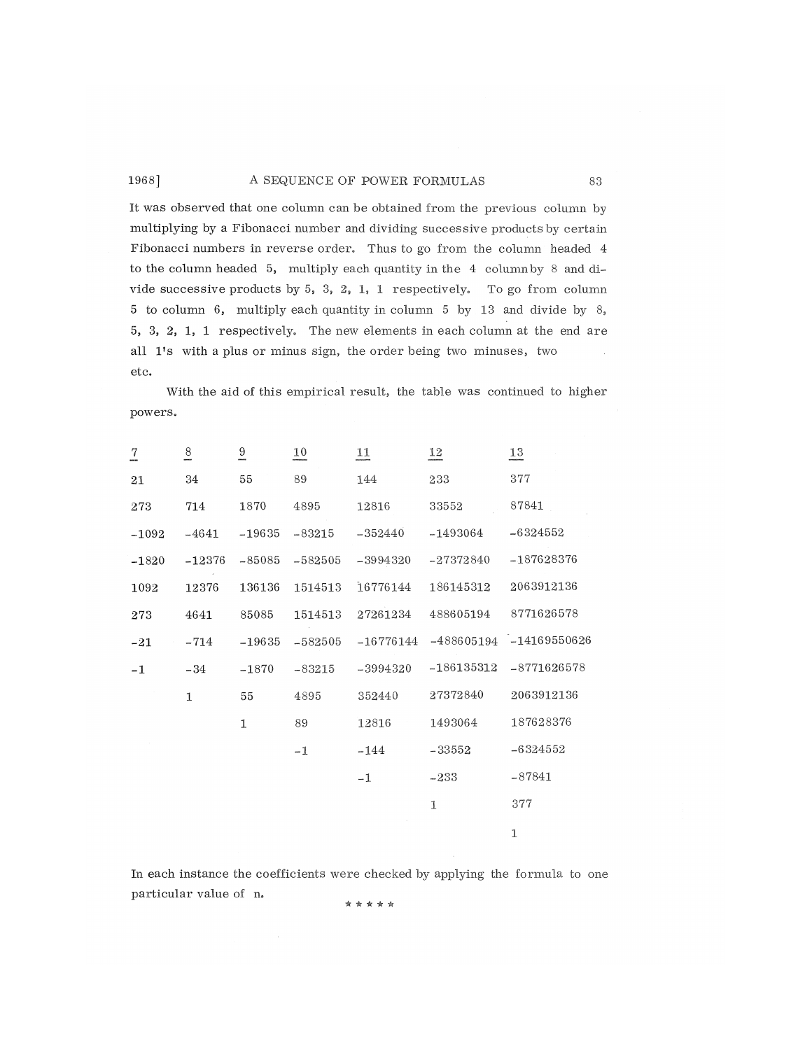It was observed that one column can be obtained from the previous column by multiplying by a Fibonacci number and dividing successive products by certain Fibonacci numbers in reverse order. Thus to go from the column headed 4 to the column headed 5, multiply each quantity in the 4 column by 8 and divide successive products by 5, 3, 2, 1, 1 respectively. To go from column 5 to column 6, multiply each quantity in column 5 by 13 and divide by 8, 5, 3, 2, 1, 1 respectively. The new elements in each column at the end are all 1's with a plus or minus sign, the order being two minuses, two etc.

With the aid of this empirical result, the table was continued to higher powers.

| 7 | 8 | 9 | 10 | 11 | 12 | 13 |
|---|---|---|---|---|---|---|
| 21 | 34 | 55 | 89 | 144 | 233 | 377 |
| 273 | 714 | 1870 | 4895 | 12816 | 33552 | 87841 |
| -1092 | -4641 | -19635 | -83215 | -352440 | -1493064 | -6324552 |
| -1820 | -12376 | -85085 | -582505 | -3994320 | -27372840 | -187628376 |
| 1092 | 12376 | 136136 | 1514513 | 16776144 | 186145312 | 2063912136 |
| 273 | 4641 | 85085 | 1514513 | 27261234 | 488605194 | 8771626578 |
| -21 | -714 | -19635 | -582505 | -16776144 | -488605194 | -14169550626 |
| -1 | -34 | -1870 | -83215 | -3994320 | -186135312 | -8771626578 |
| | 1 | 55 | 4895 | 352440 | 27372840 | 2063912136 |
| | | 1 | 89 | 12816 | 1493064 | 187628376 |
| | | | -1 | -144 | -33552 | -6324552 |
| | | | | -1 | -233 | -87841 |
| | | | | | 1 | 377 |
| | | | | | | 1 |

In each instance the coefficients were checked by applying the formula to one particular value of n.

\* \* \* \* \*